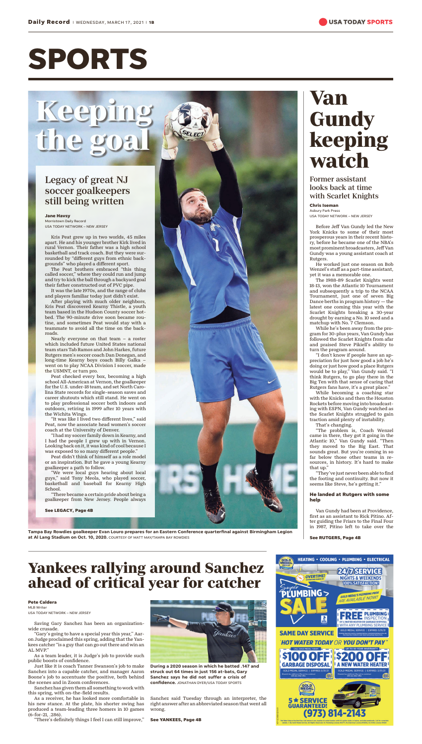# SPORTS

## Keeping the goal

### Legacy of great NJ soccer goalkeepers still being written

**Jane Havsy**
Morristown Daily Record
USA TODAY NETWORK – NEW JERSEY

Kris Peat grew up in two worlds, 45 miles apart. He and his younger brother Kirk lived in rural Vernon. Their father was a high school basketball and track coach. But they were surrounded by "different guys from ethnic backgrounds" who played a different sport.

The Peat brothers embraced "this thing called soccer," where they could run and jump and try to kick the ball through a backyard goal their father constructed out of PVC pipe.

It was the late 1970s, and the range of clubs and players familiar today just didn't exist.

After playing with much older neighbors, Kris Peat discovered Kearny Thistle, a youth team based in the Hudson County soccer hotbed. The 90-minute drive soon became routine, and sometimes Peat would stay with a teammate to avoid all the time on the backroads.

Nearly everyone on that team – a roster which included future United States national team stars Tab Ramos and John Harkes, future Rutgers men's soccer coach Dan Donegan, and long-time Kearny boys coach Billy Galka – went on to play NCAA Division I soccer, made the USMNT, or turn pro.

Peat checked every box, becoming a high school All-American at Vernon, the goalkeeper for the U.S. under-18 team, and set North Carolina State records for single-season saves and career shutouts which still stand. He went on to play professional soccer both indoors and outdoors, retiring in 1999 after 10 years with the Wichita Wings.

"It was like I lived two different lives," said Peat, now the associate head women's soccer coach at the University of Denver.

"I had my soccer family down in Kearny, and I had the people I grew up with in Vernon. Looking back on it, it was kind of cool because I was exposed to so many different people."

Peat didn't think of himself as a role model or an inspiration. But he gave a young Kearny goalkeeper a path to follow.

"We were local guys hearing about local guys," said Tony Meola, who played soccer, basketball and baseball for Kearny High School.

"There became a certain pride about being a goalkeeper from New Jersey. People always

**See LEGACY, Page 4B**

**Tampa Bay Rowdies goalkeeper Evan Louro prepares for an Eastern Conference quarterfinal against Birmingham Legion at Al Lang Stadium on Oct. 10, 2020.** COURTESY OF MATT MAY/TAMPA BAY ROWDIES

## Van Gundy keeping watch

### Former assistant looks back at time with Scarlet Knights

**Chris Iseman**
Asbury Park Press
USA TODAY NETWORK – NEW JERSEY

Before Jeff Van Gundy led the New York Knicks to some of their most prosperous years in their recent history, before he became one of the NBA's most prominent broadcasters, Jeff Van Gundy was a young assistant coach at Rutgers.

He worked just one season on Bob Wenzel's staff as a part-time assistant, yet it was a memorable one.

The 1988-89 Scarlet Knights went 18-13, won the Atlantic 10 Tournament and subsequently a trip to the NCAA Tournament, just one of seven Big Dance berths in program history — the latest one coming this year with the Scarlet Knights breaking a 30-year drought by earning a No. 10 seed and a matchup with No. 7 Clemson.

While he's been away from the program for 30-plus years, Van Gundy has followed the Scarlet Knights from afar and praised Steve Pikiell's ability to turn the program around.

"I don't know if people have an appreciation for just how good a job he's doing or just how good a place Rutgers would be to play," Van Gundy said. "I think Rutgers, to go play there in the Big Ten with that sense of caring that Rutgers fans have, it's a great place."

While becoming a coaching star with the Knicks and then the Houston Rockets before moving into broadcasting with ESPN, Van Gundy watched as the Scarlet Knights struggled to gain traction amid plenty of instability.

That's changing.

"The problem is, Coach Wenzel came in there, they got it going in the Atlantic 10," Van Gundy said. "Then they moved to the Big East. That sounds great. But you're coming in so far below those other teams in resources, in history. It's hard to make that up."

"They've just never been able to find the footing and continuity. But now it seems like Steve, he's getting it."

#### He landed at Rutgers with some help

Van Gundy had been at Providence, first as an assistant to Rick Pitino. After guiding the Friars to the Final Four in 1987, Pitino left to take over the

**See RUTGERS, Page 4B**

## Yankees rallying around Sanchez ahead of critical year for catcher

**Pete Caldera**
MLB Writer
USA TODAY NETWORK – NEW JERSEY

Saving Gary Sanchez has been an organization-wide crusade.

"Gary's going to have a special year this year," Aaron Judge proclaimed this spring, adding that the Yankees catcher "is a guy that can go out there and win an AL MVP."

As a team leader, it is Judge's job to provide such public boosts of confidence.

Just like it is coach Tanner Swanson's job to make Sanchez into a capable catcher, and manager Aaron Boone's job to accentuate the positive, both behind the scenes and in Zoom conferences.

Sanchez has given them all something to work with this spring, with on-the-field results.

As a receiver, he has looked more comfortable in his new stance. At the plate, his shorter swing has produced a team-leading three homers in 10 games (6-for-21, .286).

"There's definitely things I feel I can still improve," Sanchez said Tuesday through an interpreter, the right answer after an abbreviated season that went all wrong.

**See YANKEES, Page 4B**

**During a 2020 season in which he batted .147 and struck out 64 times in just 156 at-bats, Gary Sanchez says he did not suffer a crisis of confidence.** JONATHAN DYER/USA TODAY SPORTS

GOLD MEDAL SERVICE — HEATING • COOLING • PLUMBING • ELECTRICAL

24/7 SERVICE — NIGHTS & WEEKENDS — 100% SATISFACTION

OVERTIME! — Super PLUMBING SALE — GOLD MEDAL'S PLUMBING PROS ARE AVAILABLE NOW!

FREE PLUMBING INSPECTION OF A WATER HEATER OR GARBAGE DISPOSAL WITH ANY PLUMBING SERVICE — GOLD MEDAL SERVICE | EXPIRES 5/31/21

SAME DAY SERVICE

"HOT WATER TODAY OR YOU DON'T PAY"

CALL GOLD MEDAL TODAY! $100 OFF GARBAGE DISPOSAL — GOLD MEDAL SERVICE | EXPIRES 5/31/21

UP TO 10-YEAR WARRANTY $200 OFF A NEW WATER HEATER — GOLD MEDAL SERVICE | EXPIRES 5/31/21

5★ SERVICE GUARANTEED!

(973) 814-2143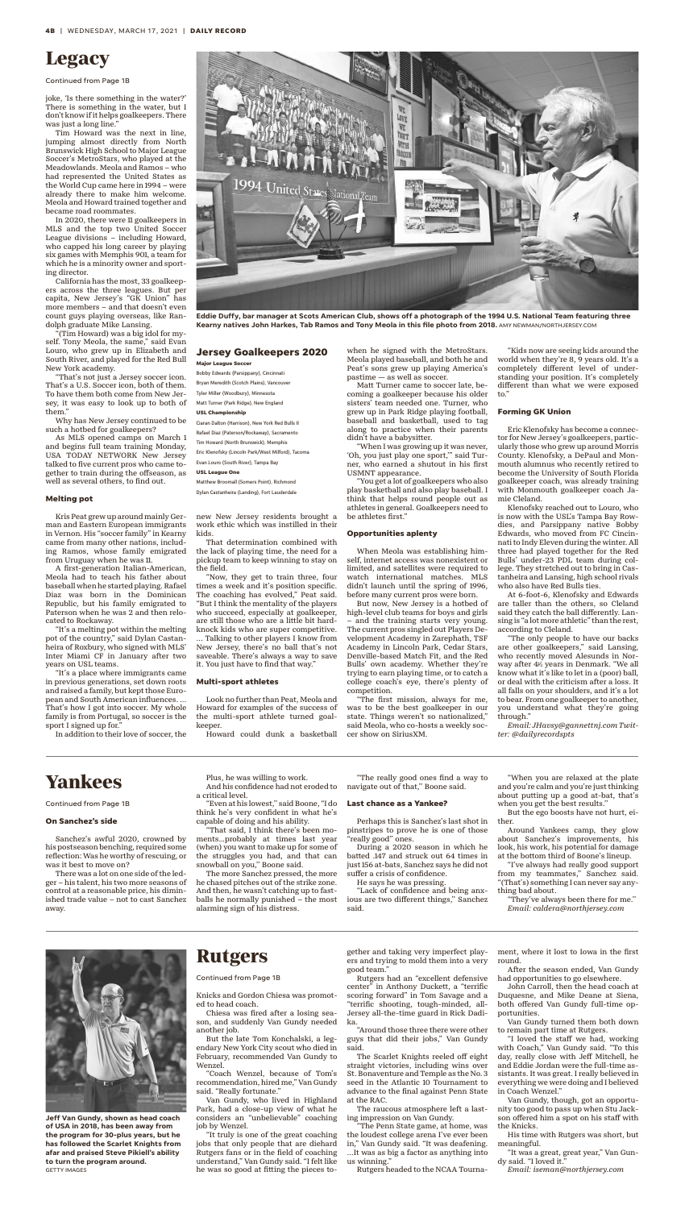# Legacy

Continued from Page 1B

joke, 'Is there something in the water?' There is something in the water, but I don't know if it helps goalkeepers. There was just a long line."

Tim Howard was the next in line, jumping almost directly from North Brunswick High School to Major League Soccer's MetroStars, who played at the Meadowlands. Meola and Ramos – who had represented the United States as the World Cup came here in 1994 – were already there to make him welcome. Meola and Howard trained together and became road roommates.

In 2020, there were 11 goalkeepers in MLS and the top two United Soccer League divisions – including Howard, who capped his long career by playing six games with Memphis 901, a team for which he is a minority owner and sporting director.

California has the most, 33 goalkeepers across the three leagues. But per capita, New Jersey's "GK Union" has more members – and that doesn't even count guys playing overseas, like Randolph graduate Mike Lansing.

"(Tim Howard) was a big idol for myself. Tony Meola, the same," said Evan Louro, who grew up in Elizabeth and South River, and played for the Red Bull New York academy.

"That's not just a Jersey soccer icon. That's a U.S. Soccer icon, both of them. To have them both come from New Jersey, it was easy to look up to both of them."

Why has New Jersey continued to be such a hotbed for goalkeepers?

As MLS opened camps on March 1 and begins full team training Monday, USA TODAY NETWORK New Jersey talked to five current pros who came together to train during the offseason, as well as several others, to find out.

### Melting pot

Kris Peat grew up around mainly German and Eastern European immigrants in Vernon. His "soccer family" in Kearny came from many other nations, including Ramos, whose family emigrated from Uruguay when he was 11.

A first-generation Italian-American, Meola had to teach his father about baseball when he started playing. Rafael Diaz was born in the Dominican Republic, but his family emigrated to Paterson when he was 2 and then relocated to Rockaway.

"It's a melting pot within the melting pot of the country," said Dylan Castanheira of Roxbury, who signed with MLS' Inter Miami CF in January after two years on USL teams.

"It's a place where immigrants came in previous generations, set down roots and raised a family, but kept those European and South American influences. … That's how I got into soccer. My whole family is from Portugal, so soccer is the sport I signed up for."

In addition to their love of soccer, the new New Jersey residents brought a work ethic which was instilled in their kids.

That determination combined with the lack of playing time, the need for a pickup team to keep winning to stay on the field.

"Now, they get to train three, four times a week and it's position specific. The coaching has evolved," Peat said. "But I think the mentality of the players who succeed, especially at goalkeeper, are still those who are a little bit hard-knock kids who are super competitive. … Talking to other players I know from New Jersey, there's no ball that's not saveable. There's always a way to save it. You just have to find that way."

### Multi-sport athletes

Look no further than Peat, Meola and Howard for examples of the success of the multi-sport athlete turned goalkeeper.

Howard could dunk a basketball when he signed with the MetroStars. Meola played baseball, and both he and Peat's sons grew up playing America's pastime — as well as soccer.

Matt Turner came to soccer late, becoming a goalkeeper because his older sisters' team needed one. Turner, who grew up in Park Ridge playing football, baseball and basketball, used to tag along to practice when their parents didn't have a babysitter.

"When I was growing up it was never, 'Oh, you just play one sport,'" said Turner, who earned a shutout in his first USMNT appearance.

"You get a lot of goalkeepers who also play basketball and also play baseball. I think that helps round people out as athletes in general. Goalkeepers need to be athletes first."

### Opportunities aplenty

When Meola was establishing himself, internet access was nonexistent or limited, and satellites were required to watch international matches. MLS didn't launch until the spring of 1996, before many current pros were born.

But now, New Jersey is a hotbed of high-level club teams for boys and girls – and the training starts very young. The current pros singled out Players Development Academy in Zarephath, TSF Academy in Lincoln Park, Cedar Stars, Denville-based Match Fit, and the Red Bulls' own academy. Whether they're trying to earn playing time, or to catch a college coach's eye, there's plenty of competition.

"The first mission, always for me, was to be the best goalkeeper in our state. Things weren't so nationalized," said Meola, who co-hosts a weekly soccer show on SiriusXM.

"Kids now are seeing kids around the world when they're 8, 9 years old. It's a completely different level of understanding your position. It's completely different than what we were exposed to."

### Forming GK Union

Eric Klenofsky has become a connector for New Jersey's goalkeepers, particularly those who grew up around Morris County. Klenofsky, a DePaul and Monmouth alumnus who recently retired to become the University of South Florida goalkeeper coach, was already training with Monmouth goalkeeper coach Jamie Cleland.

Klenofsky reached out to Louro, who is now with the USL's Tampa Bay Rowdies, and Parsippany native Bobby Edwards, who moved from FC Cincinnati to Indy Eleven during the winter. All three had played together for the Red Bulls' under-23 PDL team during college. They stretched out to bring in Castanheira and Lansing, high school rivals who also have Red Bulls ties.

At 6-foot-6, Klenofsky and Edwards are taller than the others, so Cleland said they catch the ball differently. Lansing is "a lot more athletic" than the rest, according to Cleland.

"The only people to have our backs are other goalkeepers," said Lansing, who recently moved Alesunds in Norway after 4½ years in Denmark. "We all know what it's like to let in a (poor) ball, or deal with the criticism after a loss. It all falls on your shoulders, and it's a lot to bear. From one goalkeeper to another, you understand what they're going through."

*Email: JHavsy@gannettnj.com Twitter: @dailyrecordspts*

**Eddie Duffy, bar manager at Scots American Club, shows off a photograph of the 1994 U.S. National Team featuring three Kearny natives John Harkes, Tab Ramos and Tony Meola in this file photo from 2018.** AMY NEWMAN/NORTHJERSEY.COM

## Jersey Goalkeepers 2020

**Major League Soccer**

Bobby Edwards (Parsippany), Cincinnati
Bryan Meredith (Scotch Plains), Vancouver
Tyler Miller (Woodbury), Minnesota
Matt Turner (Park Ridge), New England

**USL Championship**

Ciaran Dalton (Harrison), New York Red Bulls II
Rafael Diaz (Paterson/Rockaway), Sacramento
Tim Howard (North Brunswick), Memphis
Eric Klenofsky (Lincoln Park/West Milford), Tacoma
Evan Louro (South River), Tampa Bay

**USL League One**

Matthew Broomall (Somers Point), Richmond
Dylan Castanheira (Landing), Fort Lauderdale

# Yankees

Continued from Page 1B

### On Sanchez's side

Sanchez's awful 2020, crowned by his postseason benching, required some reflection: Was he worthy of rescuing, or was it best to move on?

There was a lot on one side of the ledger – his talent, his two more seasons of control at a reasonable price, his diminished trade value – not to cast Sanchez away.

Plus, he was willing to work.

And his confidence had not eroded to a critical level.

"Even at his lowest," said Boone, "I do think he's very confident in what he's capable of doing and his ability.

"That said, I think there's been moments…probably at times last year (when) you want to make up for some of the struggles you had, and that can snowball on you," Boone said.

The more Sanchez pressed, the more he chased pitches out of the strike zone. And then, he wasn't catching up to fastballs he normally punished – the most alarming sign of his distress.

"The really good ones find a way to navigate out of that," Boone said.

### Last chance as a Yankee?

Perhaps this is Sanchez's last shot in pinstripes to prove he is one of those "really good" ones.

During a 2020 season in which he batted .147 and struck out 64 times in just 156 at-bats, Sanchez says he did not suffer a crisis of confidence.

He says he was pressing.

"Lack of confidence and being anxious are two different things," Sanchez said.

"When you are relaxed at the plate and you're calm and you're just thinking about putting up a good at-bat, that's when you get the best results."

But the ego boosts have not hurt, either.

Around Yankees camp, they glow about Sanchez's improvements, his look, his work, his potential for damage at the bottom third of Boone's lineup.

"I've always had really good support from my teammates," Sanchez said. "(That's) something I can never say anything bad about.

"They've always been there for me."

*Email: caldera@northjersey.com*

# Rutgers

Continued from Page 1B

Knicks and Gordon Chiesa was promoted to head coach.

Chiesa was fired after a losing season, and suddenly Van Gundy needed another job.

But the late Tom Konchalski, a legendary New York City scout who died in February, recommended Van Gundy to Wenzel.

"Coach Wenzel, because of Tom's recommendation, hired me," Van Gundy said. "Really fortunate."

Van Gundy, who lived in Highland Park, had a close-up view of what he considers an "unbelievable" coaching job by Wenzel.

"It truly is one of the great coaching jobs that only people that are diehard Rutgers fans or in the field of coaching understand," Van Gundy said. "I felt like he was so good at fitting the pieces together and taking very imperfect players and trying to mold them into a very good team."

Rutgers had an "excellent defensive center" in Anthony Duckett, a "terrific scoring forward" in Tom Savage and a "terrific shooting, tough-minded, all-Jersey all-the-time guard in Rick Dadika.

"Around those three there were other guys that did their jobs," Van Gundy said.

The Scarlet Knights reeled off eight straight victories, including wins over St. Bonaventure and Temple as the No. 3 seed in the Atlantic 10 Tournament to advance to the final against Penn State at the RAC.

The raucous atmosphere left a lasting impression on Van Gundy.

"The Penn State game, at home, was the loudest college arena I've ever been in," Van Gundy said. "It was deafening. …It was as big a factor as anything into us winning."

Rutgers headed to the NCAA Tournament, where it lost to Iowa in the first round.

After the season ended, Van Gundy had opportunities to go elsewhere.

John Carroll, then the head coach at Duquesne, and Mike Deane at Siena, both offered Van Gundy full-time opportunities.

Van Gundy turned them both down to remain part time at Rutgers.

"I loved the staff we had, working with Coach," Van Gundy said. "To this day, really close with Jeff Mitchell, he and Eddie Jordan were the full-time assistants. It was great. I really believed in everything we were doing and I believed in Coach Wenzel."

Van Gundy, though, got an opportunity too good to pass up when Stu Jackson offered him a spot on his staff with the Knicks.

His time with Rutgers was short, but meaningful.

"It was a great, great year," Van Gundy said. "I loved it."

*Email: iseman@northjersey.com*

**Jeff Van Gundy, shown as head coach of USA in 2018, has been away from the program for 30-plus years, but he has followed the Scarlet Knights from afar and praised Steve Pikiell's ability to turn the program around.** GETTY IMAGES